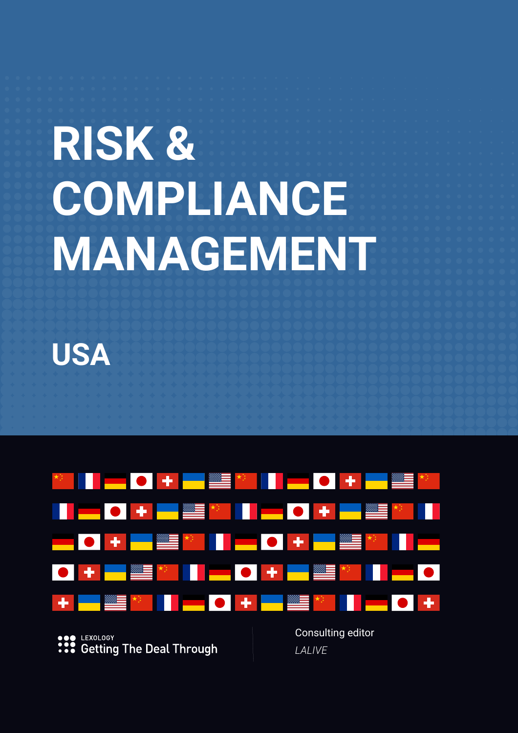# RISK & COMPLIANCE MANAGEMENT

## USA

LEXOLOGY
Getting The Deal Through

Consulting editor
*LALIVE*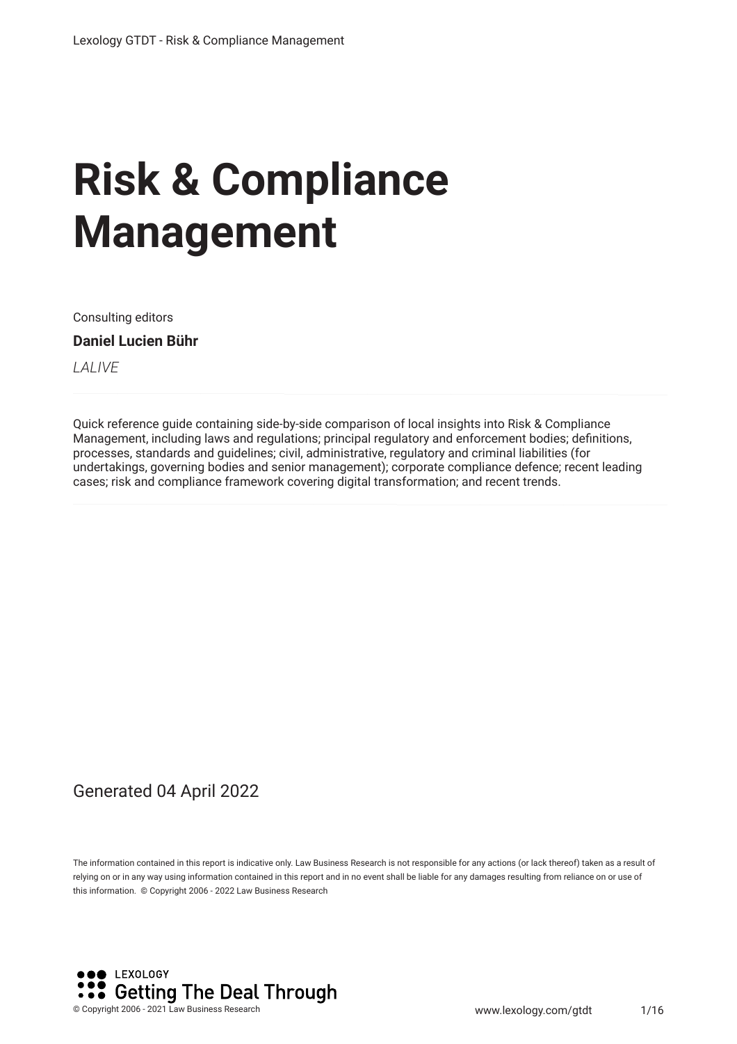# Risk & Compliance Management

Consulting editors

**Daniel Lucien Bühr**

*LALIVE*

Quick reference guide containing side-by-side comparison of local insights into Risk & Compliance Management, including laws and regulations; principal regulatory and enforcement bodies; definitions, processes, standards and guidelines; civil, administrative, regulatory and criminal liabilities (for undertakings, governing bodies and senior management); corporate compliance defence; recent leading cases; risk and compliance framework covering digital transformation; and recent trends.

Generated 04 April 2022

The information contained in this report is indicative only. Law Business Research is not responsible for any actions (or lack thereof) taken as a result of relying on or in any way using information contained in this report and in no event shall be liable for any damages resulting from reliance on or use of this information. © Copyright 2006 - 2022 Law Business Research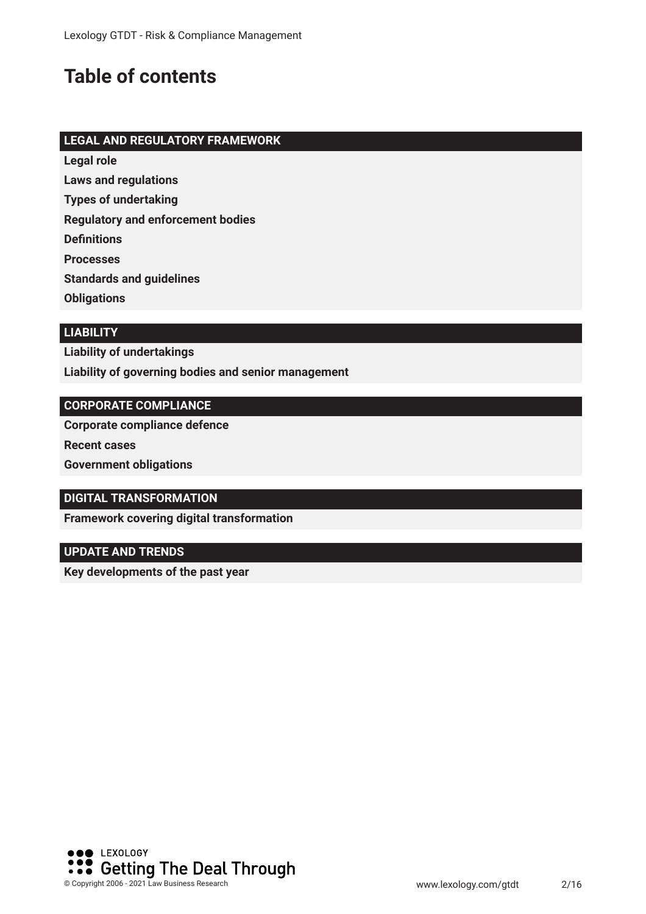# Table of contents

## LEGAL AND REGULATORY FRAMEWORK

**Legal role**

**Laws and regulations**

**Types of undertaking**

**Regulatory and enforcement bodies**

**Definitions**

**Processes**

**Standards and guidelines**

**Obligations**

## LIABILITY

**Liability of undertakings**

**Liability of governing bodies and senior management**

## CORPORATE COMPLIANCE

**Corporate compliance defence**

**Recent cases**

**Government obligations**

## DIGITAL TRANSFORMATION

**Framework covering digital transformation**

## UPDATE AND TRENDS

**Key developments of the past year**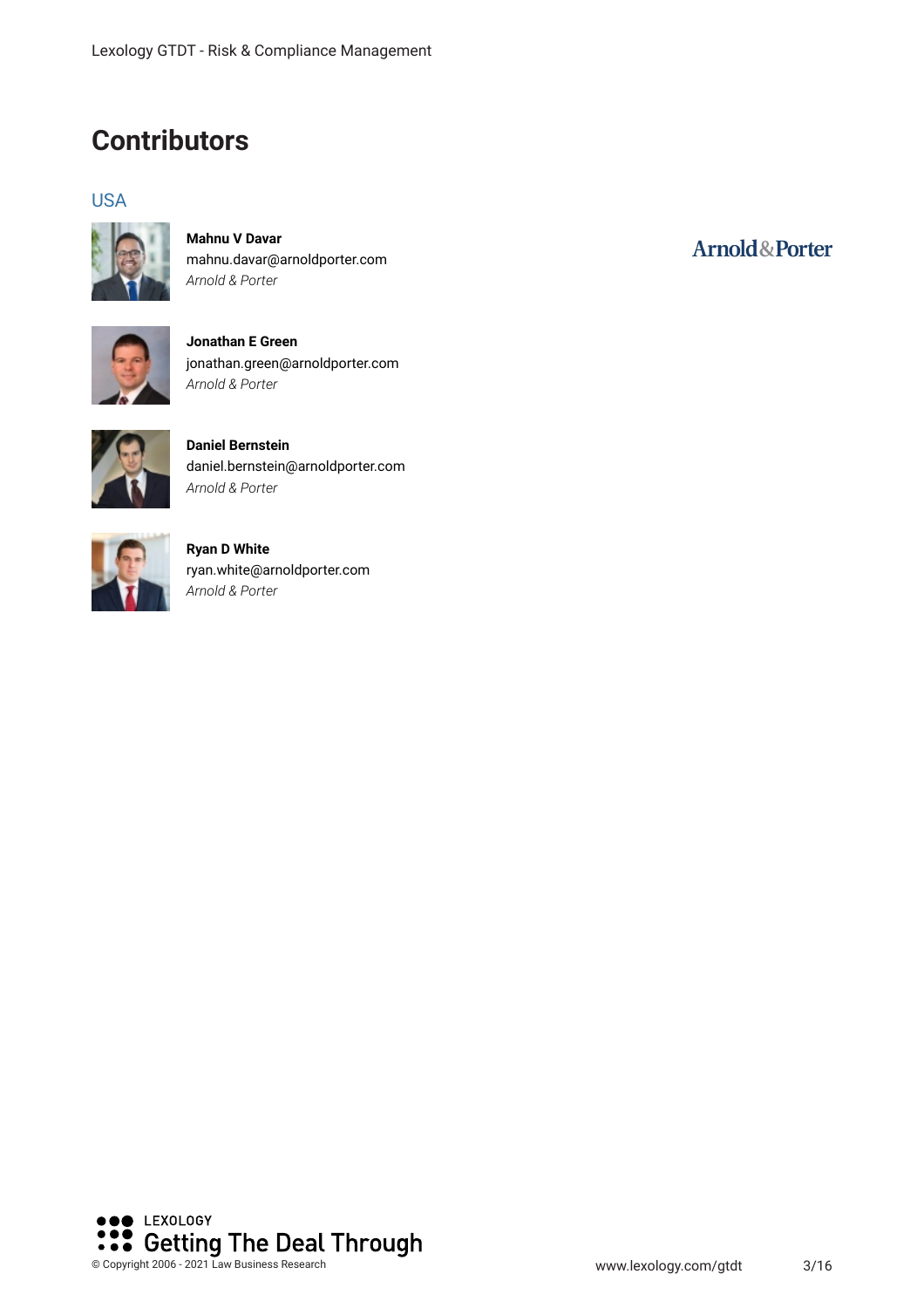# Contributors

## USA

**Mahnu V Davar**
mahnu.davar@arnoldporter.com
*Arnold & Porter*

**Jonathan E Green**
jonathan.green@arnoldporter.com
*Arnold & Porter*

**Daniel Bernstein**
daniel.bernstein@arnoldporter.com
*Arnold & Porter*

**Ryan D White**
ryan.white@arnoldporter.com
*Arnold & Porter*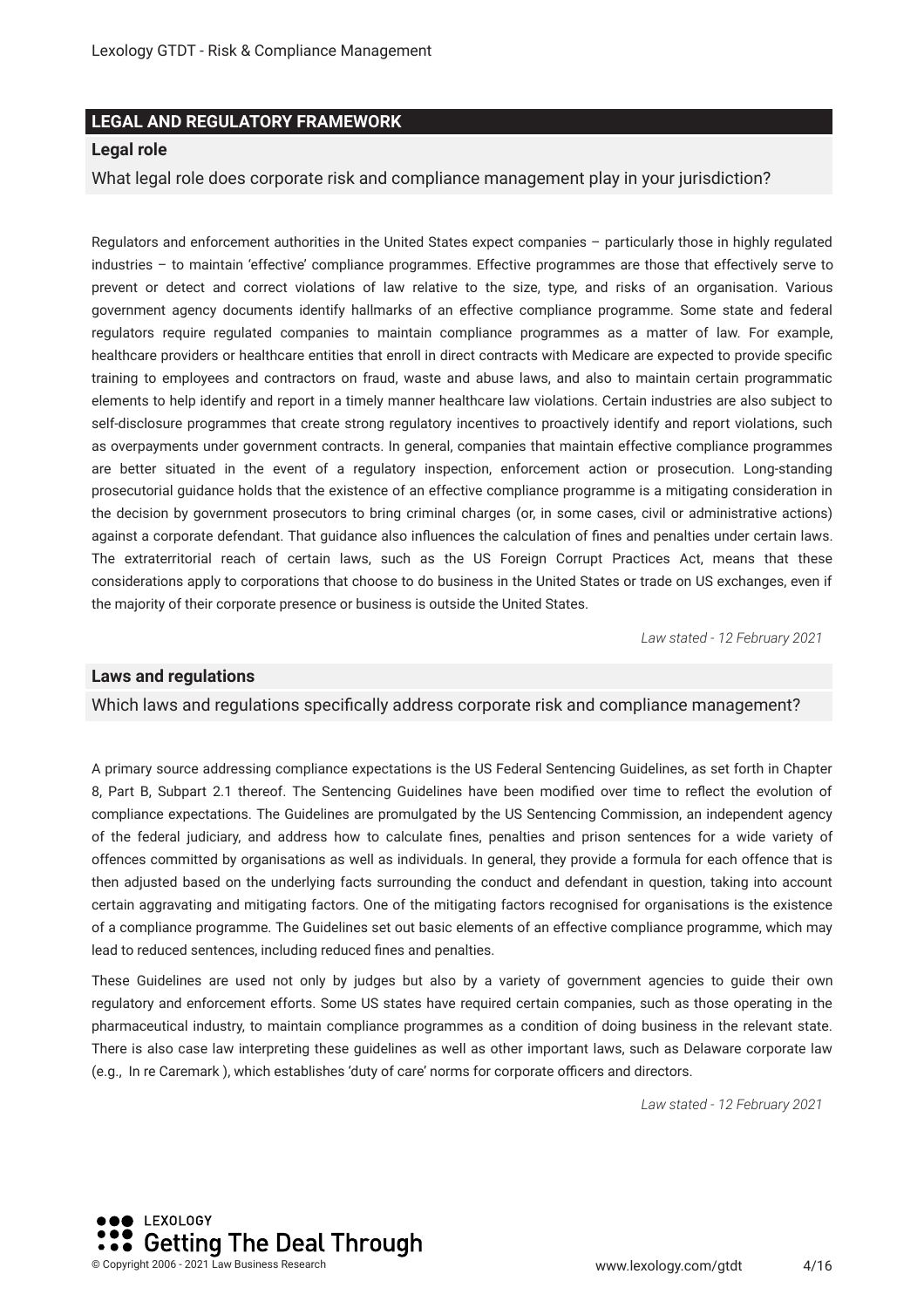## LEGAL AND REGULATORY FRAMEWORK

### Legal role

What legal role does corporate risk and compliance management play in your jurisdiction?

Regulators and enforcement authorities in the United States expect companies – particularly those in highly regulated industries – to maintain 'effective' compliance programmes. Effective programmes are those that effectively serve to prevent or detect and correct violations of law relative to the size, type, and risks of an organisation. Various government agency documents identify hallmarks of an effective compliance programme. Some state and federal regulators require regulated companies to maintain compliance programmes as a matter of law. For example, healthcare providers or healthcare entities that enroll in direct contracts with Medicare are expected to provide specific training to employees and contractors on fraud, waste and abuse laws, and also to maintain certain programmatic elements to help identify and report in a timely manner healthcare law violations. Certain industries are also subject to self-disclosure programmes that create strong regulatory incentives to proactively identify and report violations, such as overpayments under government contracts. In general, companies that maintain effective compliance programmes are better situated in the event of a regulatory inspection, enforcement action or prosecution. Long-standing prosecutorial guidance holds that the existence of an effective compliance programme is a mitigating consideration in the decision by government prosecutors to bring criminal charges (or, in some cases, civil or administrative actions) against a corporate defendant. That guidance also influences the calculation of fines and penalties under certain laws. The extraterritorial reach of certain laws, such as the US Foreign Corrupt Practices Act, means that these considerations apply to corporations that choose to do business in the United States or trade on US exchanges, even if the majority of their corporate presence or business is outside the United States.

*Law stated - 12 February 2021*

### Laws and regulations

Which laws and regulations specifically address corporate risk and compliance management?

A primary source addressing compliance expectations is the US Federal Sentencing Guidelines, as set forth in Chapter 8, Part B, Subpart 2.1 thereof. The Sentencing Guidelines have been modified over time to reflect the evolution of compliance expectations. The Guidelines are promulgated by the US Sentencing Commission, an independent agency of the federal judiciary, and address how to calculate fines, penalties and prison sentences for a wide variety of offences committed by organisations as well as individuals. In general, they provide a formula for each offence that is then adjusted based on the underlying facts surrounding the conduct and defendant in question, taking into account certain aggravating and mitigating factors. One of the mitigating factors recognised for organisations is the existence of a compliance programme. The Guidelines set out basic elements of an effective compliance programme, which may lead to reduced sentences, including reduced fines and penalties.

These Guidelines are used not only by judges but also by a variety of government agencies to guide their own regulatory and enforcement efforts. Some US states have required certain companies, such as those operating in the pharmaceutical industry, to maintain compliance programmes as a condition of doing business in the relevant state. There is also case law interpreting these guidelines as well as other important laws, such as Delaware corporate law (e.g., *In re Caremark* ), which establishes 'duty of care' norms for corporate officers and directors.

*Law stated - 12 February 2021*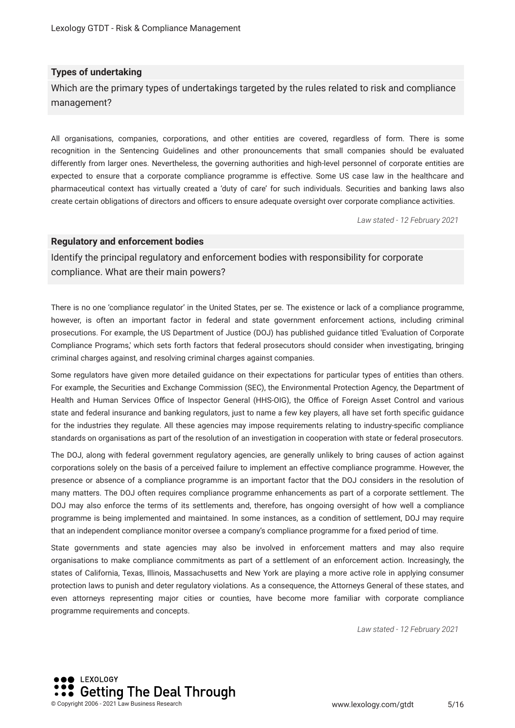### Types of undertaking

Which are the primary types of undertakings targeted by the rules related to risk and compliance management?

All organisations, companies, corporations, and other entities are covered, regardless of form. There is some recognition in the Sentencing Guidelines and other pronouncements that small companies should be evaluated differently from larger ones. Nevertheless, the governing authorities and high-level personnel of corporate entities are expected to ensure that a corporate compliance programme is effective. Some US case law in the healthcare and pharmaceutical context has virtually created a 'duty of care' for such individuals. Securities and banking laws also create certain obligations of directors and officers to ensure adequate oversight over corporate compliance activities.

*Law stated - 12 February 2021*

### Regulatory and enforcement bodies

Identify the principal regulatory and enforcement bodies with responsibility for corporate compliance. What are their main powers?

There is no one 'compliance regulator' in the United States, per se. The existence or lack of a compliance programme, however, is often an important factor in federal and state government enforcement actions, including criminal prosecutions. For example, the US Department of Justice (DOJ) has published guidance titled 'Evaluation of Corporate Compliance Programs,' which sets forth factors that federal prosecutors should consider when investigating, bringing criminal charges against, and resolving criminal charges against companies.

Some regulators have given more detailed guidance on their expectations for particular types of entities than others. For example, the Securities and Exchange Commission (SEC), the Environmental Protection Agency, the Department of Health and Human Services Office of Inspector General (HHS-OIG), the Office of Foreign Asset Control and various state and federal insurance and banking regulators, just to name a few key players, all have set forth specific guidance for the industries they regulate. All these agencies may impose requirements relating to industry-specific compliance standards on organisations as part of the resolution of an investigation in cooperation with state or federal prosecutors.

The DOJ, along with federal government regulatory agencies, are generally unlikely to bring causes of action against corporations solely on the basis of a perceived failure to implement an effective compliance programme. However, the presence or absence of a compliance programme is an important factor that the DOJ considers in the resolution of many matters. The DOJ often requires compliance programme enhancements as part of a corporate settlement. The DOJ may also enforce the terms of its settlements and, therefore, has ongoing oversight of how well a compliance programme is being implemented and maintained. In some instances, as a condition of settlement, DOJ may require that an independent compliance monitor oversee a company's compliance programme for a fixed period of time.

State governments and state agencies may also be involved in enforcement matters and may also require organisations to make compliance commitments as part of a settlement of an enforcement action. Increasingly, the states of California, Texas, Illinois, Massachusetts and New York are playing a more active role in applying consumer protection laws to punish and deter regulatory violations. As a consequence, the Attorneys General of these states, and even attorneys representing major cities or counties, have become more familiar with corporate compliance programme requirements and concepts.

*Law stated - 12 February 2021*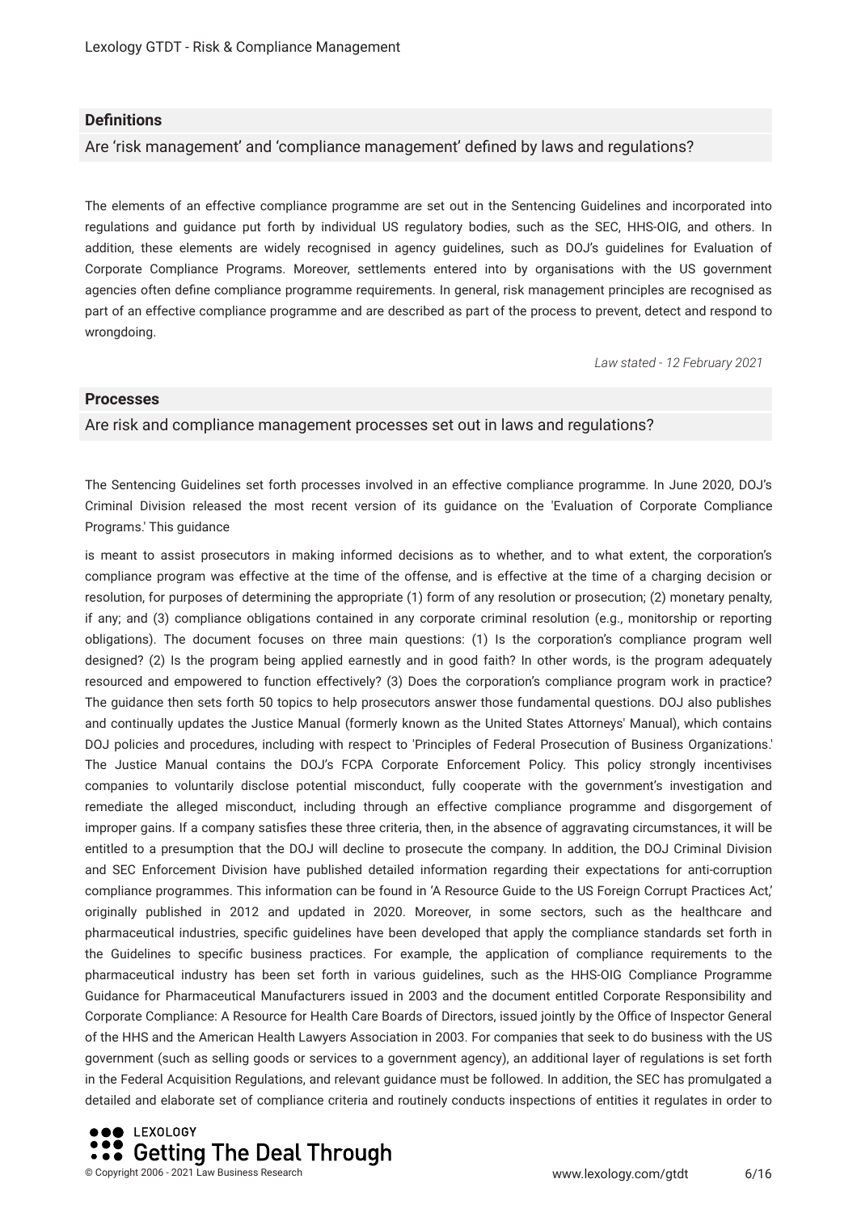## Definitions

### Are 'risk management' and 'compliance management' defined by laws and regulations?

The elements of an effective compliance programme are set out in the Sentencing Guidelines and incorporated into regulations and guidance put forth by individual US regulatory bodies, such as the SEC, HHS-OIG, and others. In addition, these elements are widely recognised in agency guidelines, such as DOJ's guidelines for Evaluation of Corporate Compliance Programs. Moreover, settlements entered into by organisations with the US government agencies often define compliance programme requirements. In general, risk management principles are recognised as part of an effective compliance programme and are described as part of the process to prevent, detect and respond to wrongdoing.

*Law stated - 12 February 2021*

## Processes

### Are risk and compliance management processes set out in laws and regulations?

The Sentencing Guidelines set forth processes involved in an effective compliance programme. In June 2020, DOJ's Criminal Division released the most recent version of its guidance on the 'Evaluation of Corporate Compliance Programs.' This guidance

is meant to assist prosecutors in making informed decisions as to whether, and to what extent, the corporation's compliance program was effective at the time of the offense, and is effective at the time of a charging decision or resolution, for purposes of determining the appropriate (1) form of any resolution or prosecution; (2) monetary penalty, if any; and (3) compliance obligations contained in any corporate criminal resolution (e.g., monitorship or reporting obligations). The document focuses on three main questions: (1) Is the corporation's compliance program well designed? (2) Is the program being applied earnestly and in good faith? In other words, is the program adequately resourced and empowered to function effectively? (3) Does the corporation's compliance program work in practice? The guidance then sets forth 50 topics to help prosecutors answer those fundamental questions. DOJ also publishes and continually updates the Justice Manual (formerly known as the United States Attorneys' Manual), which contains DOJ policies and procedures, including with respect to 'Principles of Federal Prosecution of Business Organizations.' The Justice Manual contains the DOJ's FCPA Corporate Enforcement Policy. This policy strongly incentivises companies to voluntarily disclose potential misconduct, fully cooperate with the government's investigation and remediate the alleged misconduct, including through an effective compliance programme and disgorgement of improper gains. If a company satisfies these three criteria, then, in the absence of aggravating circumstances, it will be entitled to a presumption that the DOJ will decline to prosecute the company. In addition, the DOJ Criminal Division and SEC Enforcement Division have published detailed information regarding their expectations for anti-corruption compliance programmes. This information can be found in 'A Resource Guide to the US Foreign Corrupt Practices Act,' originally published in 2012 and updated in 2020. Moreover, in some sectors, such as the healthcare and pharmaceutical industries, specific guidelines have been developed that apply the compliance standards set forth in the Guidelines to specific business practices. For example, the application of compliance requirements to the pharmaceutical industry has been set forth in various guidelines, such as the HHS-OIG Compliance Programme Guidance for Pharmaceutical Manufacturers issued in 2003 and the document entitled Corporate Responsibility and Corporate Compliance: A Resource for Health Care Boards of Directors, issued jointly by the Office of Inspector General of the HHS and the American Health Lawyers Association in 2003. For companies that seek to do business with the US government (such as selling goods or services to a government agency), an additional layer of regulations is set forth in the Federal Acquisition Regulations, and relevant guidance must be followed. In addition, the SEC has promulgated a detailed and elaborate set of compliance criteria and routinely conducts inspections of entities it regulates in order to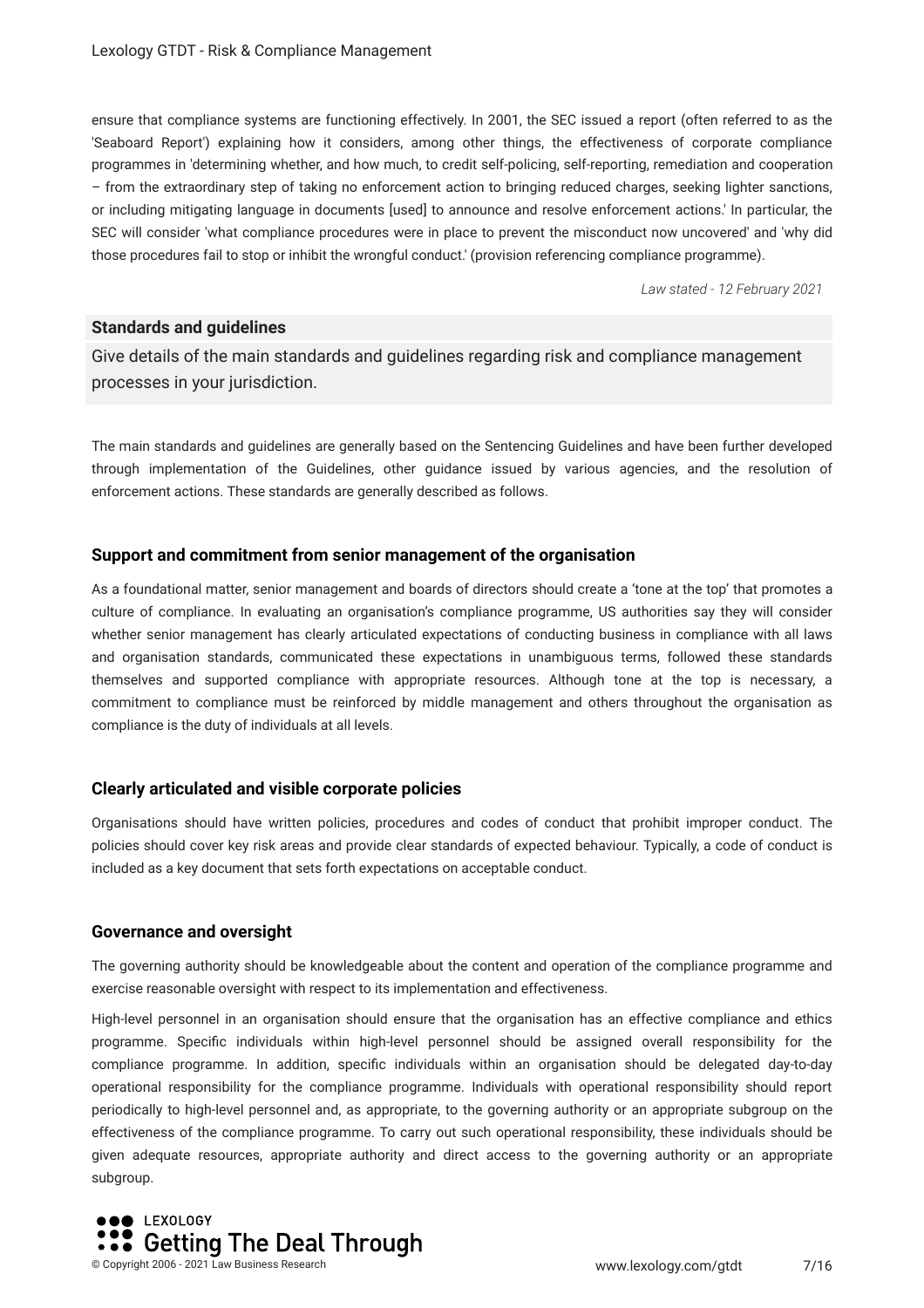ensure that compliance systems are functioning effectively. In 2001, the SEC issued a report (often referred to as the 'Seaboard Report') explaining how it considers, among other things, the effectiveness of corporate compliance programmes in 'determining whether, and how much, to credit self-policing, self-reporting, remediation and cooperation – from the extraordinary step of taking no enforcement action to bringing reduced charges, seeking lighter sanctions, or including mitigating language in documents [used] to announce and resolve enforcement actions.' In particular, the SEC will consider 'what compliance procedures were in place to prevent the misconduct now uncovered' and 'why did those procedures fail to stop or inhibit the wrongful conduct.' (provision referencing compliance programme).

*Law stated - 12 February 2021*

**Standards and guidelines**

Give details of the main standards and guidelines regarding risk and compliance management processes in your jurisdiction.

The main standards and guidelines are generally based on the Sentencing Guidelines and have been further developed through implementation of the Guidelines, other guidance issued by various agencies, and the resolution of enforcement actions. These standards are generally described as follows.

### Support and commitment from senior management of the organisation

As a foundational matter, senior management and boards of directors should create a 'tone at the top' that promotes a culture of compliance. In evaluating an organisation's compliance programme, US authorities say they will consider whether senior management has clearly articulated expectations of conducting business in compliance with all laws and organisation standards, communicated these expectations in unambiguous terms, followed these standards themselves and supported compliance with appropriate resources. Although tone at the top is necessary, a commitment to compliance must be reinforced by middle management and others throughout the organisation as compliance is the duty of individuals at all levels.

### Clearly articulated and visible corporate policies

Organisations should have written policies, procedures and codes of conduct that prohibit improper conduct. The policies should cover key risk areas and provide clear standards of expected behaviour. Typically, a code of conduct is included as a key document that sets forth expectations on acceptable conduct.

### Governance and oversight

The governing authority should be knowledgeable about the content and operation of the compliance programme and exercise reasonable oversight with respect to its implementation and effectiveness.

High-level personnel in an organisation should ensure that the organisation has an effective compliance and ethics programme. Specific individuals within high-level personnel should be assigned overall responsibility for the compliance programme. In addition, specific individuals within an organisation should be delegated day-to-day operational responsibility for the compliance programme. Individuals with operational responsibility should report periodically to high-level personnel and, as appropriate, to the governing authority or an appropriate subgroup on the effectiveness of the compliance programme. To carry out such operational responsibility, these individuals should be given adequate resources, appropriate authority and direct access to the governing authority or an appropriate subgroup.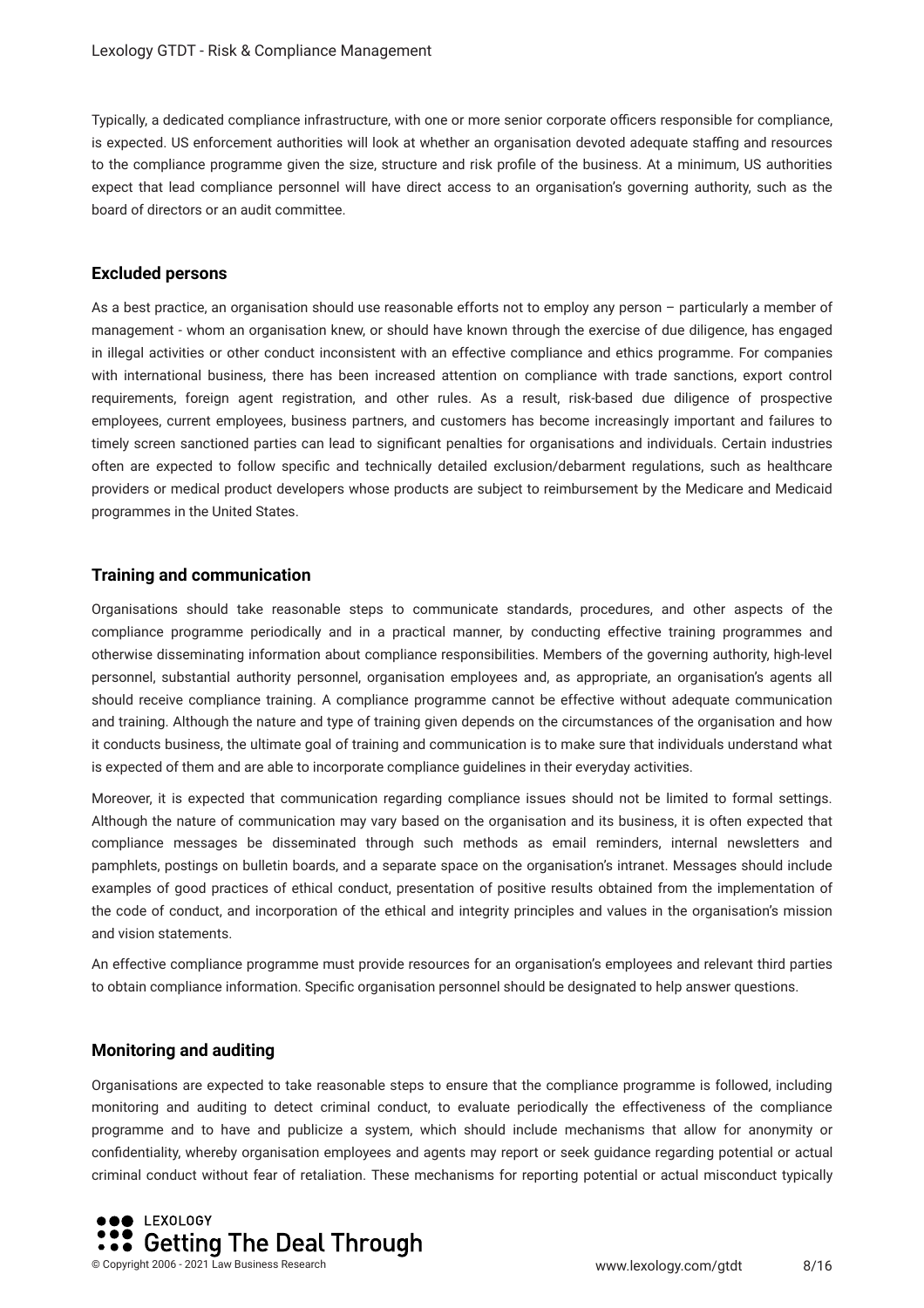Typically, a dedicated compliance infrastructure, with one or more senior corporate officers responsible for compliance, is expected. US enforcement authorities will look at whether an organisation devoted adequate staffing and resources to the compliance programme given the size, structure and risk profile of the business. At a minimum, US authorities expect that lead compliance personnel will have direct access to an organisation's governing authority, such as the board of directors or an audit committee.

### Excluded persons

As a best practice, an organisation should use reasonable efforts not to employ any person – particularly a member of management - whom an organisation knew, or should have known through the exercise of due diligence, has engaged in illegal activities or other conduct inconsistent with an effective compliance and ethics programme. For companies with international business, there has been increased attention on compliance with trade sanctions, export control requirements, foreign agent registration, and other rules. As a result, risk-based due diligence of prospective employees, current employees, business partners, and customers has become increasingly important and failures to timely screen sanctioned parties can lead to significant penalties for organisations and individuals. Certain industries often are expected to follow specific and technically detailed exclusion/debarment regulations, such as healthcare providers or medical product developers whose products are subject to reimbursement by the Medicare and Medicaid programmes in the United States.

### Training and communication

Organisations should take reasonable steps to communicate standards, procedures, and other aspects of the compliance programme periodically and in a practical manner, by conducting effective training programmes and otherwise disseminating information about compliance responsibilities. Members of the governing authority, high-level personnel, substantial authority personnel, organisation employees and, as appropriate, an organisation's agents all should receive compliance training. A compliance programme cannot be effective without adequate communication and training. Although the nature and type of training given depends on the circumstances of the organisation and how it conducts business, the ultimate goal of training and communication is to make sure that individuals understand what is expected of them and are able to incorporate compliance guidelines in their everyday activities.

Moreover, it is expected that communication regarding compliance issues should not be limited to formal settings. Although the nature of communication may vary based on the organisation and its business, it is often expected that compliance messages be disseminated through such methods as email reminders, internal newsletters and pamphlets, postings on bulletin boards, and a separate space on the organisation's intranet. Messages should include examples of good practices of ethical conduct, presentation of positive results obtained from the implementation of the code of conduct, and incorporation of the ethical and integrity principles and values in the organisation's mission and vision statements.

An effective compliance programme must provide resources for an organisation's employees and relevant third parties to obtain compliance information. Specific organisation personnel should be designated to help answer questions.

### Monitoring and auditing

Organisations are expected to take reasonable steps to ensure that the compliance programme is followed, including monitoring and auditing to detect criminal conduct, to evaluate periodically the effectiveness of the compliance programme and to have and publicize a system, which should include mechanisms that allow for anonymity or confidentiality, whereby organisation employees and agents may report or seek guidance regarding potential or actual criminal conduct without fear of retaliation. These mechanisms for reporting potential or actual misconduct typically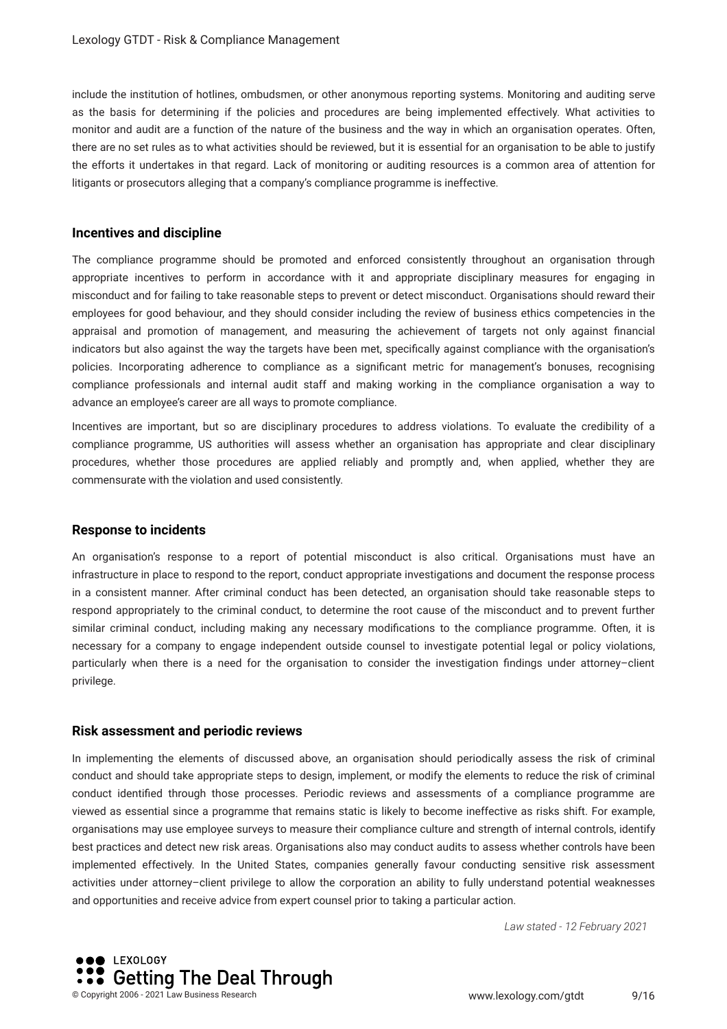include the institution of hotlines, ombudsmen, or other anonymous reporting systems. Monitoring and auditing serve as the basis for determining if the policies and procedures are being implemented effectively. What activities to monitor and audit are a function of the nature of the business and the way in which an organisation operates. Often, there are no set rules as to what activities should be reviewed, but it is essential for an organisation to be able to justify the efforts it undertakes in that regard. Lack of monitoring or auditing resources is a common area of attention for litigants or prosecutors alleging that a company's compliance programme is ineffective.

### Incentives and discipline

The compliance programme should be promoted and enforced consistently throughout an organisation through appropriate incentives to perform in accordance with it and appropriate disciplinary measures for engaging in misconduct and for failing to take reasonable steps to prevent or detect misconduct. Organisations should reward their employees for good behaviour, and they should consider including the review of business ethics competencies in the appraisal and promotion of management, and measuring the achievement of targets not only against financial indicators but also against the way the targets have been met, specifically against compliance with the organisation's policies. Incorporating adherence to compliance as a significant metric for management's bonuses, recognising compliance professionals and internal audit staff and making working in the compliance organisation a way to advance an employee's career are all ways to promote compliance.

Incentives are important, but so are disciplinary procedures to address violations. To evaluate the credibility of a compliance programme, US authorities will assess whether an organisation has appropriate and clear disciplinary procedures, whether those procedures are applied reliably and promptly and, when applied, whether they are commensurate with the violation and used consistently.

### Response to incidents

An organisation's response to a report of potential misconduct is also critical. Organisations must have an infrastructure in place to respond to the report, conduct appropriate investigations and document the response process in a consistent manner. After criminal conduct has been detected, an organisation should take reasonable steps to respond appropriately to the criminal conduct, to determine the root cause of the misconduct and to prevent further similar criminal conduct, including making any necessary modifications to the compliance programme. Often, it is necessary for a company to engage independent outside counsel to investigate potential legal or policy violations, particularly when there is a need for the organisation to consider the investigation findings under attorney–client privilege.

### Risk assessment and periodic reviews

In implementing the elements of discussed above, an organisation should periodically assess the risk of criminal conduct and should take appropriate steps to design, implement, or modify the elements to reduce the risk of criminal conduct identified through those processes. Periodic reviews and assessments of a compliance programme are viewed as essential since a programme that remains static is likely to become ineffective as risks shift. For example, organisations may use employee surveys to measure their compliance culture and strength of internal controls, identify best practices and detect new risk areas. Organisations also may conduct audits to assess whether controls have been implemented effectively. In the United States, companies generally favour conducting sensitive risk assessment activities under attorney–client privilege to allow the corporation an ability to fully understand potential weaknesses and opportunities and receive advice from expert counsel prior to taking a particular action.

*Law stated - 12 February 2021*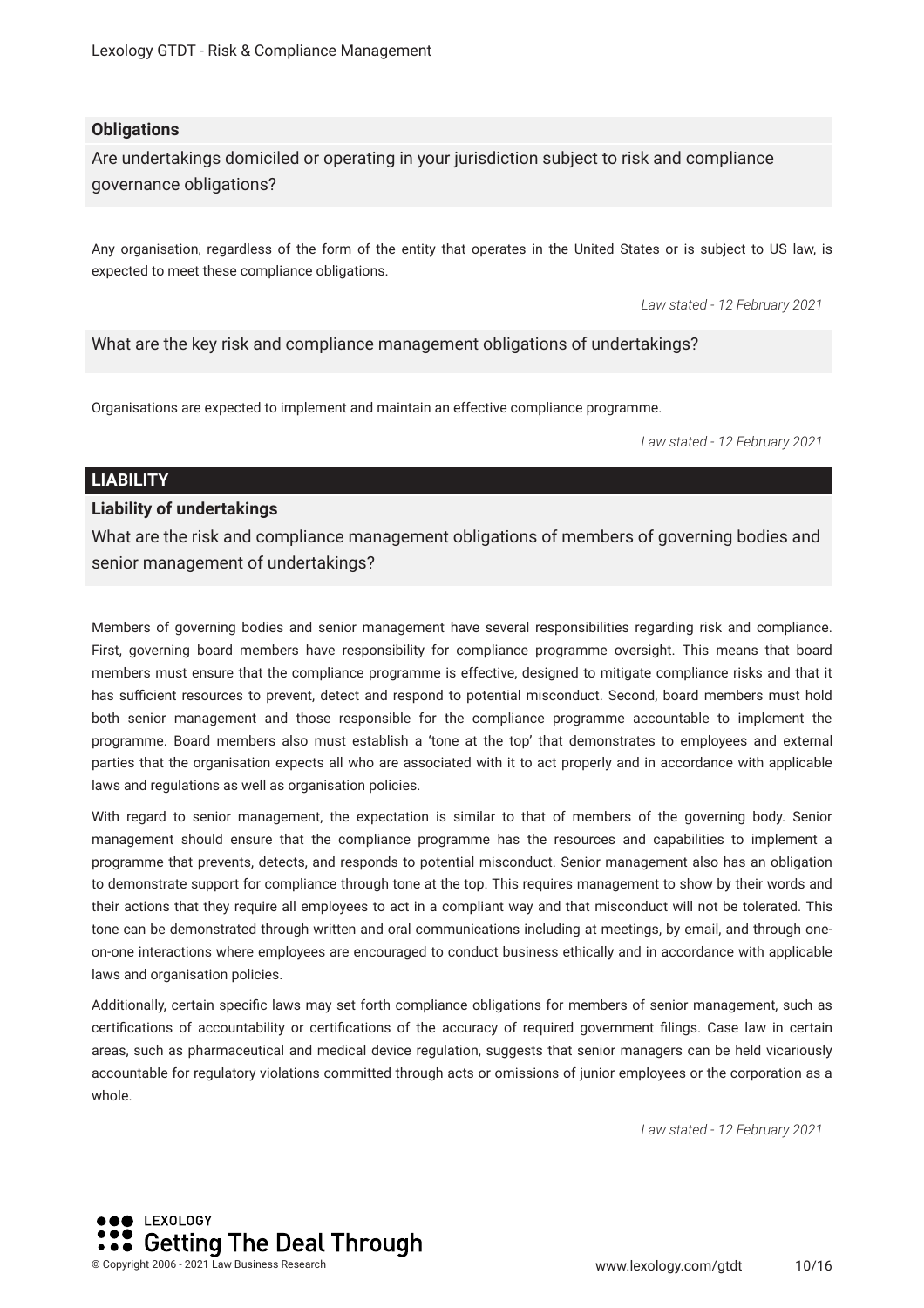### Obligations

**Are undertakings domiciled or operating in your jurisdiction subject to risk and compliance governance obligations?**

Any organisation, regardless of the form of the entity that operates in the United States or is subject to US law, is expected to meet these compliance obligations.

*Law stated - 12 February 2021*

**What are the key risk and compliance management obligations of undertakings?**

Organisations are expected to implement and maintain an effective compliance programme.

*Law stated - 12 February 2021*

## LIABILITY

### Liability of undertakings

**What are the risk and compliance management obligations of members of governing bodies and senior management of undertakings?**

Members of governing bodies and senior management have several responsibilities regarding risk and compliance. First, governing board members have responsibility for compliance programme oversight. This means that board members must ensure that the compliance programme is effective, designed to mitigate compliance risks and that it has sufficient resources to prevent, detect and respond to potential misconduct. Second, board members must hold both senior management and those responsible for the compliance programme accountable to implement the programme. Board members also must establish a 'tone at the top' that demonstrates to employees and external parties that the organisation expects all who are associated with it to act properly and in accordance with applicable laws and regulations as well as organisation policies.

With regard to senior management, the expectation is similar to that of members of the governing body. Senior management should ensure that the compliance programme has the resources and capabilities to implement a programme that prevents, detects, and responds to potential misconduct. Senior management also has an obligation to demonstrate support for compliance through tone at the top. This requires management to show by their words and their actions that they require all employees to act in a compliant way and that misconduct will not be tolerated. This tone can be demonstrated through written and oral communications including at meetings, by email, and through one-on-one interactions where employees are encouraged to conduct business ethically and in accordance with applicable laws and organisation policies.

Additionally, certain specific laws may set forth compliance obligations for members of senior management, such as certifications of accountability or certifications of the accuracy of required government filings. Case law in certain areas, such as pharmaceutical and medical device regulation, suggests that senior managers can be held vicariously accountable for regulatory violations committed through acts or omissions of junior employees or the corporation as a whole.

*Law stated - 12 February 2021*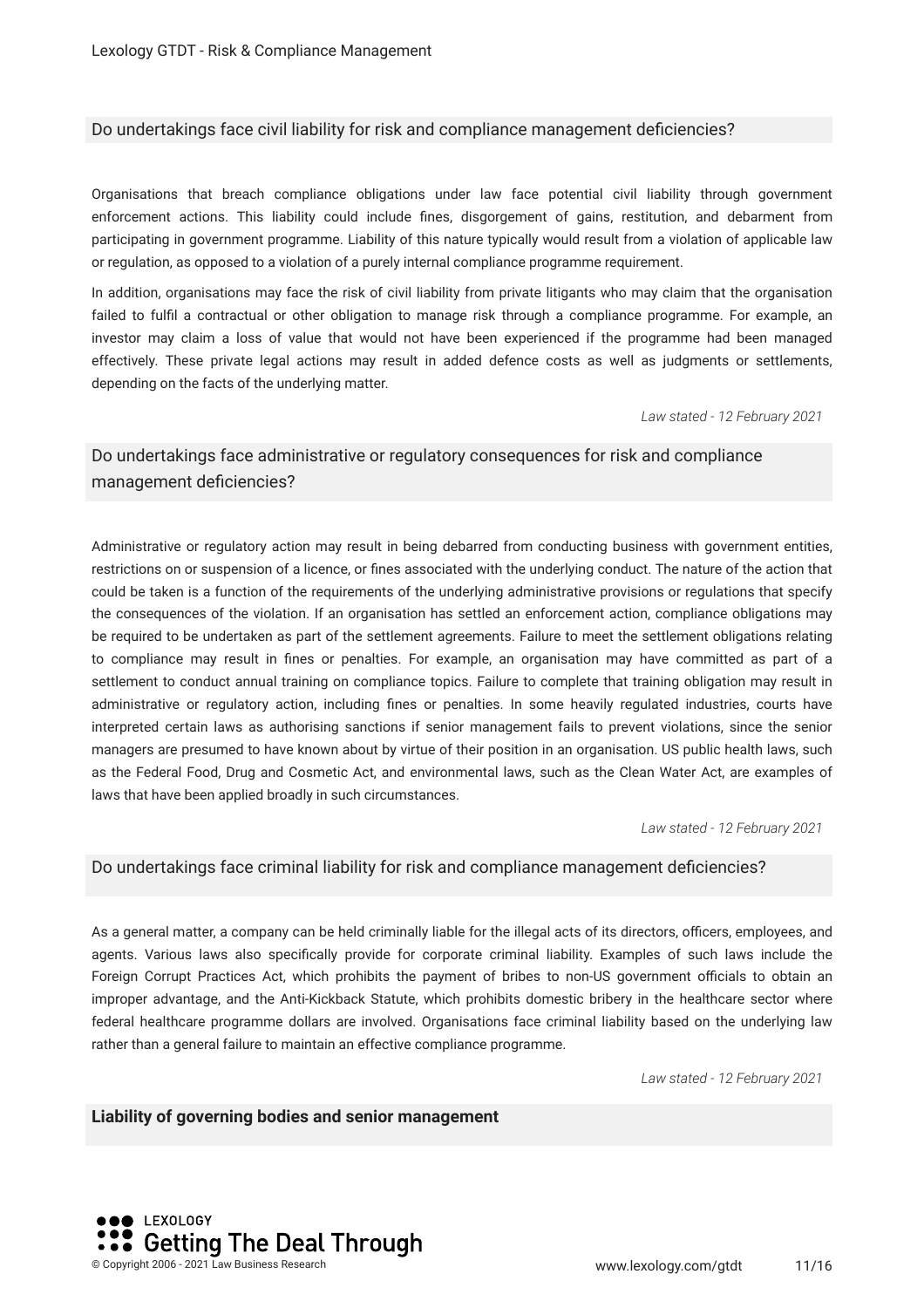### Do undertakings face civil liability for risk and compliance management deficiencies?

Organisations that breach compliance obligations under law face potential civil liability through government enforcement actions. This liability could include fines, disgorgement of gains, restitution, and debarment from participating in government programme. Liability of this nature typically would result from a violation of applicable law or regulation, as opposed to a violation of a purely internal compliance programme requirement.

In addition, organisations may face the risk of civil liability from private litigants who may claim that the organisation failed to fulfil a contractual or other obligation to manage risk through a compliance programme. For example, an investor may claim a loss of value that would not have been experienced if the programme had been managed effectively. These private legal actions may result in added defence costs as well as judgments or settlements, depending on the facts of the underlying matter.

*Law stated - 12 February 2021*

### Do undertakings face administrative or regulatory consequences for risk and compliance management deficiencies?

Administrative or regulatory action may result in being debarred from conducting business with government entities, restrictions on or suspension of a licence, or fines associated with the underlying conduct. The nature of the action that could be taken is a function of the requirements of the underlying administrative provisions or regulations that specify the consequences of the violation. If an organisation has settled an enforcement action, compliance obligations may be required to be undertaken as part of the settlement agreements. Failure to meet the settlement obligations relating to compliance may result in fines or penalties. For example, an organisation may have committed as part of a settlement to conduct annual training on compliance topics. Failure to complete that training obligation may result in administrative or regulatory action, including fines or penalties. In some heavily regulated industries, courts have interpreted certain laws as authorising sanctions if senior management fails to prevent violations, since the senior managers are presumed to have known about by virtue of their position in an organisation. US public health laws, such as the Federal Food, Drug and Cosmetic Act, and environmental laws, such as the Clean Water Act, are examples of laws that have been applied broadly in such circumstances.

*Law stated - 12 February 2021*

### Do undertakings face criminal liability for risk and compliance management deficiencies?

As a general matter, a company can be held criminally liable for the illegal acts of its directors, officers, employees, and agents. Various laws also specifically provide for corporate criminal liability. Examples of such laws include the Foreign Corrupt Practices Act, which prohibits the payment of bribes to non-US government officials to obtain an improper advantage, and the Anti-Kickback Statute, which prohibits domestic bribery in the healthcare sector where federal healthcare programme dollars are involved. Organisations face criminal liability based on the underlying law rather than a general failure to maintain an effective compliance programme.

*Law stated - 12 February 2021*

## Liability of governing bodies and senior management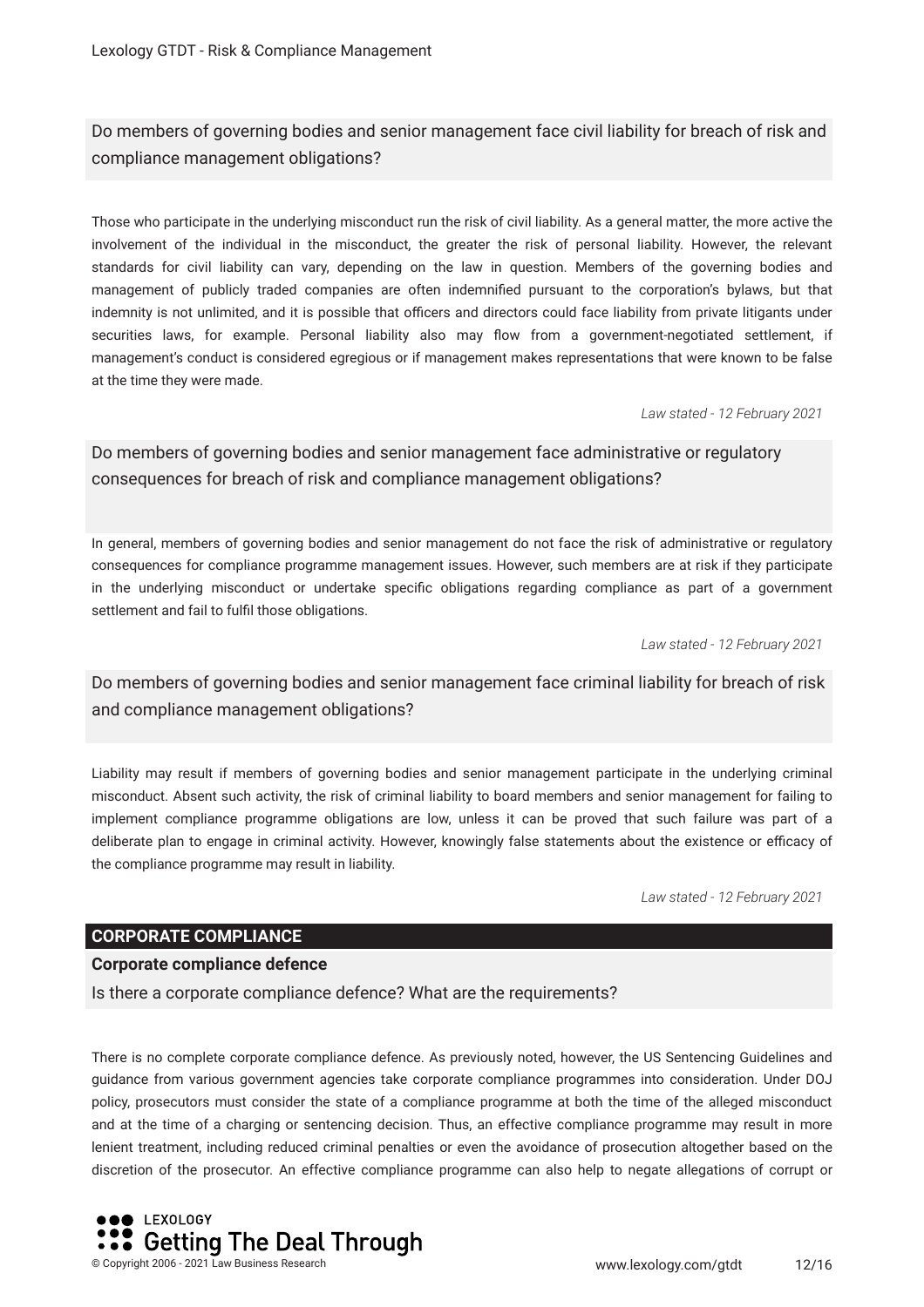### Do members of governing bodies and senior management face civil liability for breach of risk and compliance management obligations?

Those who participate in the underlying misconduct run the risk of civil liability. As a general matter, the more active the involvement of the individual in the misconduct, the greater the risk of personal liability. However, the relevant standards for civil liability can vary, depending on the law in question. Members of the governing bodies and management of publicly traded companies are often indemnified pursuant to the corporation's bylaws, but that indemnity is not unlimited, and it is possible that officers and directors could face liability from private litigants under securities laws, for example. Personal liability also may flow from a government-negotiated settlement, if management's conduct is considered egregious or if management makes representations that were known to be false at the time they were made.

*Law stated - 12 February 2021*

### Do members of governing bodies and senior management face administrative or regulatory consequences for breach of risk and compliance management obligations?

In general, members of governing bodies and senior management do not face the risk of administrative or regulatory consequences for compliance programme management issues. However, such members are at risk if they participate in the underlying misconduct or undertake specific obligations regarding compliance as part of a government settlement and fail to fulfil those obligations.

*Law stated - 12 February 2021*

### Do members of governing bodies and senior management face criminal liability for breach of risk and compliance management obligations?

Liability may result if members of governing bodies and senior management participate in the underlying criminal misconduct. Absent such activity, the risk of criminal liability to board members and senior management for failing to implement compliance programme obligations are low, unless it can be proved that such failure was part of a deliberate plan to engage in criminal activity. However, knowingly false statements about the existence or efficacy of the compliance programme may result in liability.

*Law stated - 12 February 2021*

## CORPORATE COMPLIANCE

**Corporate compliance defence**

### Is there a corporate compliance defence? What are the requirements?

There is no complete corporate compliance defence. As previously noted, however, the US Sentencing Guidelines and guidance from various government agencies take corporate compliance programmes into consideration. Under DOJ policy, prosecutors must consider the state of a compliance programme at both the time of the alleged misconduct and at the time of a charging or sentencing decision. Thus, an effective compliance programme may result in more lenient treatment, including reduced criminal penalties or even the avoidance of prosecution altogether based on the discretion of the prosecutor. An effective compliance programme can also help to negate allegations of corrupt or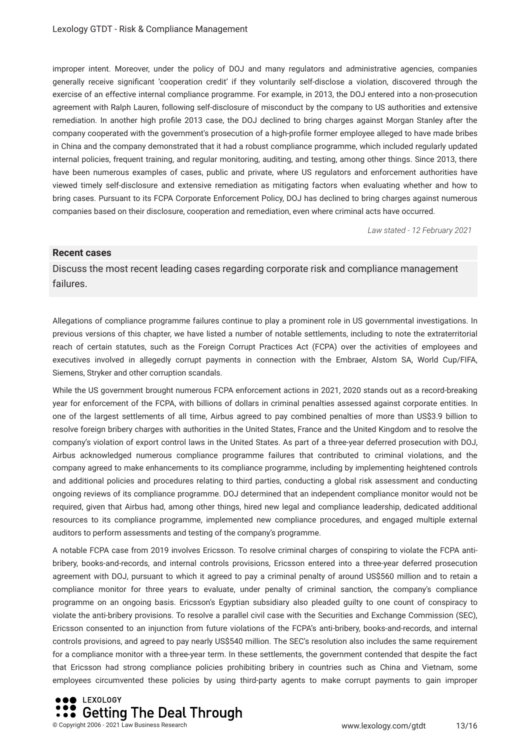improper intent. Moreover, under the policy of DOJ and many regulators and administrative agencies, companies generally receive significant 'cooperation credit' if they voluntarily self-disclose a violation, discovered through the exercise of an effective internal compliance programme. For example, in 2013, the DOJ entered into a non-prosecution agreement with Ralph Lauren, following self-disclosure of misconduct by the company to US authorities and extensive remediation. In another high profile 2013 case, the DOJ declined to bring charges against Morgan Stanley after the company cooperated with the government's prosecution of a high-profile former employee alleged to have made bribes in China and the company demonstrated that it had a robust compliance programme, which included regularly updated internal policies, frequent training, and regular monitoring, auditing, and testing, among other things. Since 2013, there have been numerous examples of cases, public and private, where US regulators and enforcement authorities have viewed timely self-disclosure and extensive remediation as mitigating factors when evaluating whether and how to bring cases. Pursuant to its FCPA Corporate Enforcement Policy, DOJ has declined to bring charges against numerous companies based on their disclosure, cooperation and remediation, even where criminal acts have occurred.

*Law stated - 12 February 2021*

**Recent cases**

Discuss the most recent leading cases regarding corporate risk and compliance management failures.

Allegations of compliance programme failures continue to play a prominent role in US governmental investigations. In previous versions of this chapter, we have listed a number of notable settlements, including to note the extraterritorial reach of certain statutes, such as the Foreign Corrupt Practices Act (FCPA) over the activities of employees and executives involved in allegedly corrupt payments in connection with the Embraer, Alstom SA, World Cup/FIFA, Siemens, Stryker and other corruption scandals.

While the US government brought numerous FCPA enforcement actions in 2021, 2020 stands out as a record-breaking year for enforcement of the FCPA, with billions of dollars in criminal penalties assessed against corporate entities. In one of the largest settlements of all time, Airbus agreed to pay combined penalties of more than US$3.9 billion to resolve foreign bribery charges with authorities in the United States, France and the United Kingdom and to resolve the company's violation of export control laws in the United States. As part of a three-year deferred prosecution with DOJ, Airbus acknowledged numerous compliance programme failures that contributed to criminal violations, and the company agreed to make enhancements to its compliance programme, including by implementing heightened controls and additional policies and procedures relating to third parties, conducting a global risk assessment and conducting ongoing reviews of its compliance programme. DOJ determined that an independent compliance monitor would not be required, given that Airbus had, among other things, hired new legal and compliance leadership, dedicated additional resources to its compliance programme, implemented new compliance procedures, and engaged multiple external auditors to perform assessments and testing of the company's programme.

A notable FCPA case from 2019 involves Ericsson. To resolve criminal charges of conspiring to violate the FCPA anti-bribery, books-and-records, and internal controls provisions, Ericsson entered into a three-year deferred prosecution agreement with DOJ, pursuant to which it agreed to pay a criminal penalty of around US$560 million and to retain a compliance monitor for three years to evaluate, under penalty of criminal sanction, the company's compliance programme on an ongoing basis. Ericsson's Egyptian subsidiary also pleaded guilty to one count of conspiracy to violate the anti-bribery provisions. To resolve a parallel civil case with the Securities and Exchange Commission (SEC), Ericsson consented to an injunction from future violations of the FCPA's anti-bribery, books-and-records, and internal controls provisions, and agreed to pay nearly US$540 million. The SEC's resolution also includes the same requirement for a compliance monitor with a three-year term. In these settlements, the government contended that despite the fact that Ericsson had strong compliance policies prohibiting bribery in countries such as China and Vietnam, some employees circumvented these policies by using third-party agents to make corrupt payments to gain improper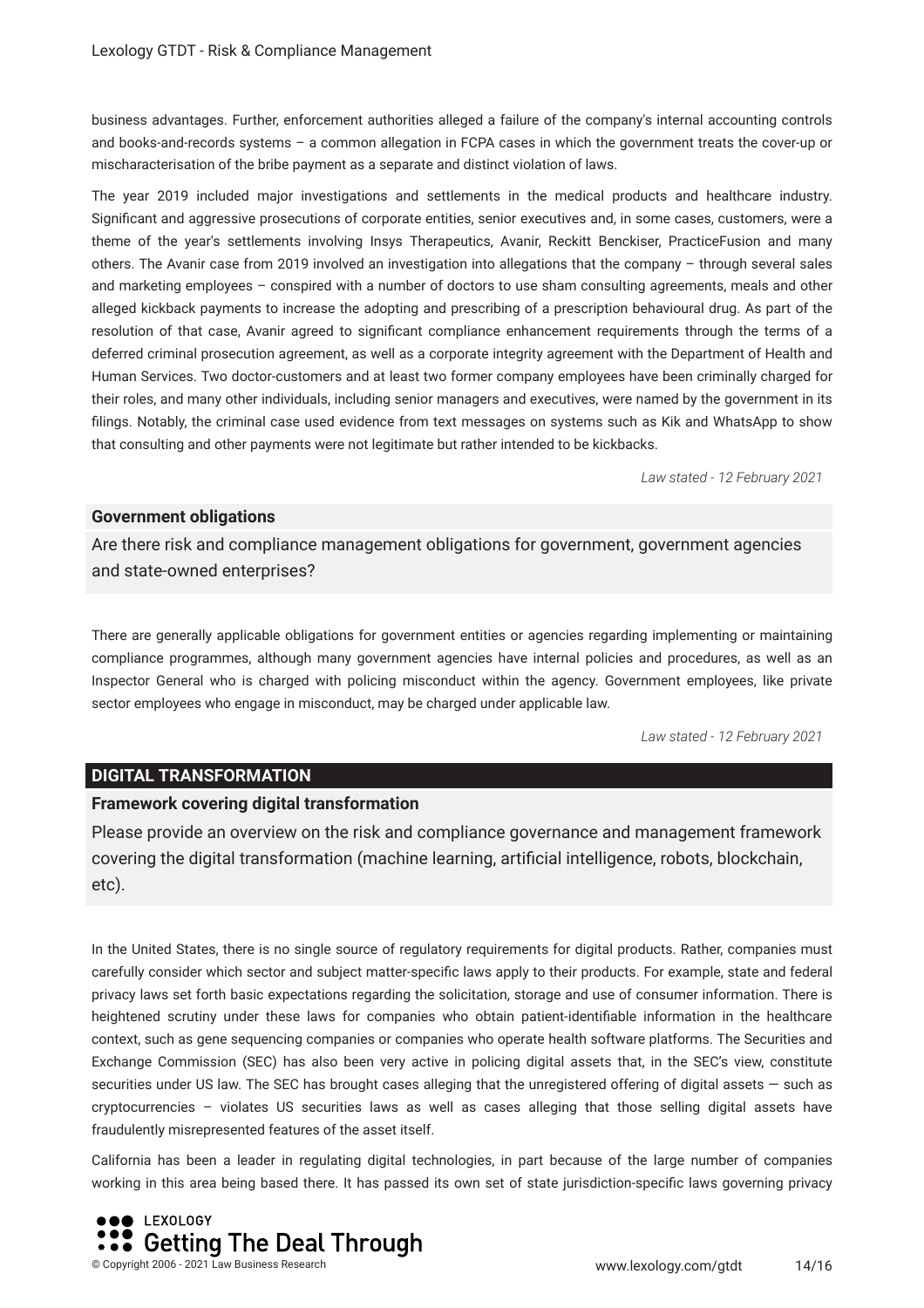business advantages. Further, enforcement authorities alleged a failure of the company's internal accounting controls and books-and-records systems – a common allegation in FCPA cases in which the government treats the cover-up or mischaracterisation of the bribe payment as a separate and distinct violation of laws.

The year 2019 included major investigations and settlements in the medical products and healthcare industry. Significant and aggressive prosecutions of corporate entities, senior executives and, in some cases, customers, were a theme of the year's settlements involving Insys Therapeutics, Avanir, Reckitt Benckiser, PracticeFusion and many others. The Avanir case from 2019 involved an investigation into allegations that the company – through several sales and marketing employees – conspired with a number of doctors to use sham consulting agreements, meals and other alleged kickback payments to increase the adopting and prescribing of a prescription behavioural drug. As part of the resolution of that case, Avanir agreed to significant compliance enhancement requirements through the terms of a deferred criminal prosecution agreement, as well as a corporate integrity agreement with the Department of Health and Human Services. Two doctor-customers and at least two former company employees have been criminally charged for their roles, and many other individuals, including senior managers and executives, were named by the government in its filings. Notably, the criminal case used evidence from text messages on systems such as Kik and WhatsApp to show that consulting and other payments were not legitimate but rather intended to be kickbacks.

*Law stated - 12 February 2021*

### Government obligations

Are there risk and compliance management obligations for government, government agencies and state-owned enterprises?

There are generally applicable obligations for government entities or agencies regarding implementing or maintaining compliance programmes, although many government agencies have internal policies and procedures, as well as an Inspector General who is charged with policing misconduct within the agency. Government employees, like private sector employees who engage in misconduct, may be charged under applicable law.

*Law stated - 12 February 2021*

## DIGITAL TRANSFORMATION

### Framework covering digital transformation

Please provide an overview on the risk and compliance governance and management framework covering the digital transformation (machine learning, artificial intelligence, robots, blockchain, etc).

In the United States, there is no single source of regulatory requirements for digital products. Rather, companies must carefully consider which sector and subject matter-specific laws apply to their products. For example, state and federal privacy laws set forth basic expectations regarding the solicitation, storage and use of consumer information. There is heightened scrutiny under these laws for companies who obtain patient-identifiable information in the healthcare context, such as gene sequencing companies or companies who operate health software platforms. The Securities and Exchange Commission (SEC) has also been very active in policing digital assets that, in the SEC's view, constitute securities under US law. The SEC has brought cases alleging that the unregistered offering of digital assets — such as cryptocurrencies – violates US securities laws as well as cases alleging that those selling digital assets have fraudulently misrepresented features of the asset itself.

California has been a leader in regulating digital technologies, in part because of the large number of companies working in this area being based there. It has passed its own set of state jurisdiction-specific laws governing privacy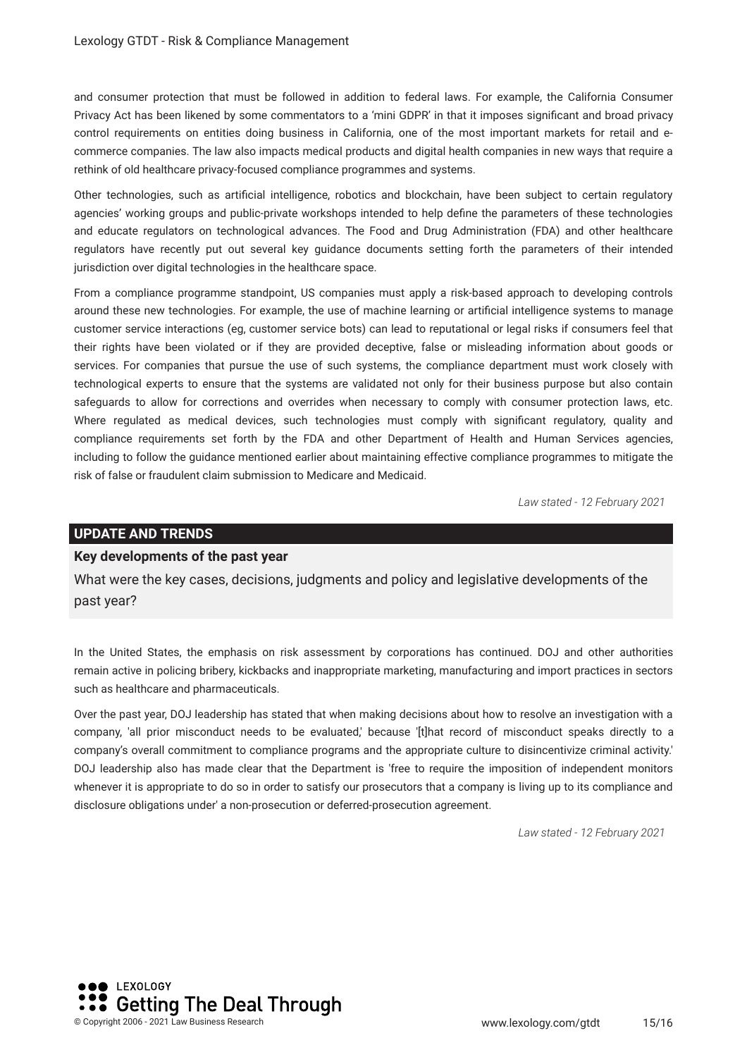and consumer protection that must be followed in addition to federal laws. For example, the California Consumer Privacy Act has been likened by some commentators to a 'mini GDPR' in that it imposes significant and broad privacy control requirements on entities doing business in California, one of the most important markets for retail and e-commerce companies. The law also impacts medical products and digital health companies in new ways that require a rethink of old healthcare privacy-focused compliance programmes and systems.

Other technologies, such as artificial intelligence, robotics and blockchain, have been subject to certain regulatory agencies' working groups and public-private workshops intended to help define the parameters of these technologies and educate regulators on technological advances. The Food and Drug Administration (FDA) and other healthcare regulators have recently put out several key guidance documents setting forth the parameters of their intended jurisdiction over digital technologies in the healthcare space.

From a compliance programme standpoint, US companies must apply a risk-based approach to developing controls around these new technologies. For example, the use of machine learning or artificial intelligence systems to manage customer service interactions (eg, customer service bots) can lead to reputational or legal risks if consumers feel that their rights have been violated or if they are provided deceptive, false or misleading information about goods or services. For companies that pursue the use of such systems, the compliance department must work closely with technological experts to ensure that the systems are validated not only for their business purpose but also contain safeguards to allow for corrections and overrides when necessary to comply with consumer protection laws, etc. Where regulated as medical devices, such technologies must comply with significant regulatory, quality and compliance requirements set forth by the FDA and other Department of Health and Human Services agencies, including to follow the guidance mentioned earlier about maintaining effective compliance programmes to mitigate the risk of false or fraudulent claim submission to Medicare and Medicaid.

*Law stated - 12 February 2021*

## UPDATE AND TRENDS

### Key developments of the past year

What were the key cases, decisions, judgments and policy and legislative developments of the past year?

In the United States, the emphasis on risk assessment by corporations has continued. DOJ and other authorities remain active in policing bribery, kickbacks and inappropriate marketing, manufacturing and import practices in sectors such as healthcare and pharmaceuticals.

Over the past year, DOJ leadership has stated that when making decisions about how to resolve an investigation with a company, 'all prior misconduct needs to be evaluated,' because '[t]hat record of misconduct speaks directly to a company's overall commitment to compliance programs and the appropriate culture to disincentivize criminal activity.' DOJ leadership also has made clear that the Department is 'free to require the imposition of independent monitors whenever it is appropriate to do so in order to satisfy our prosecutors that a company is living up to its compliance and disclosure obligations under' a non-prosecution or deferred-prosecution agreement.

*Law stated - 12 February 2021*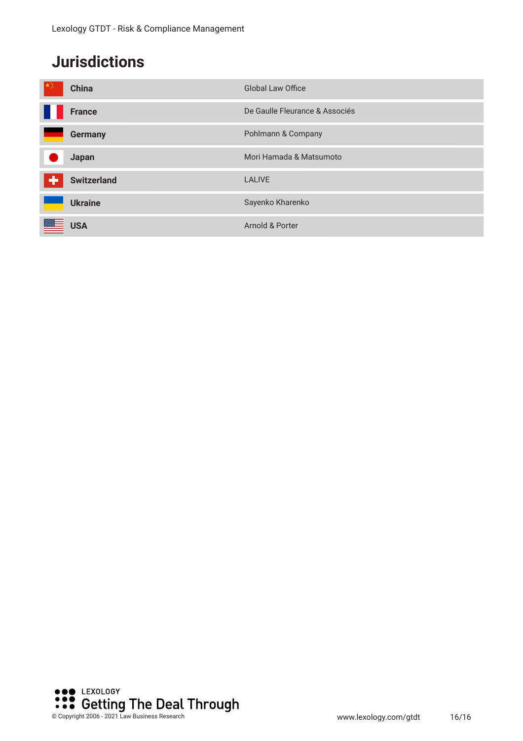# Jurisdictions

| | |
|---|---|
| **China** | Global Law Office |
| **France** | De Gaulle Fleurance & Associés |
| **Germany** | Pohlmann & Company |
| **Japan** | Mori Hamada & Matsumoto |
| **Switzerland** | LALIVE |
| **Ukraine** | Sayenko Kharenko |
| **USA** | Arnold & Porter |